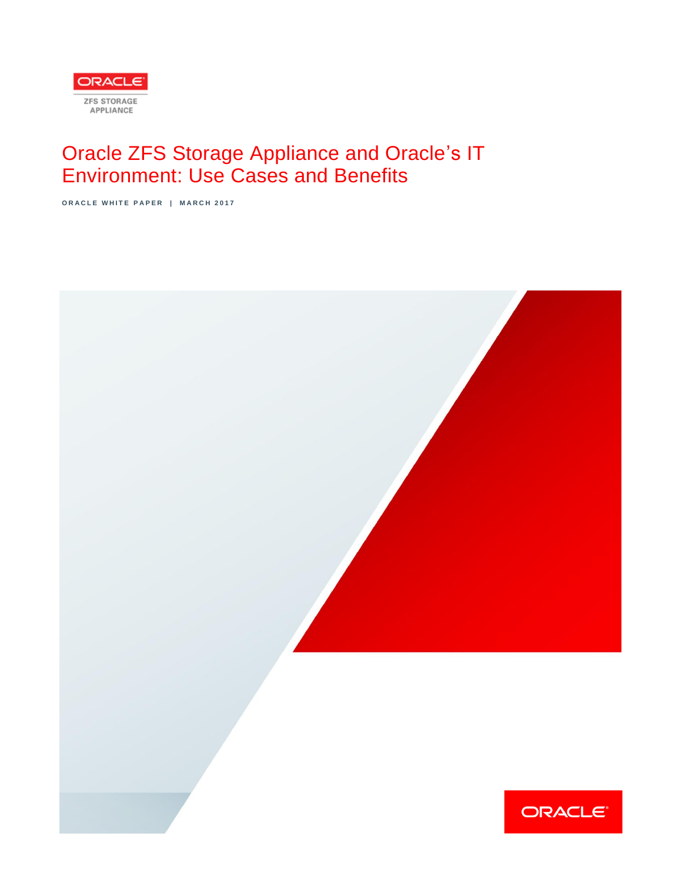ORACLE

ZFS STORAGE APPLIANCE

# Oracle ZFS Storage Appliance and Oracle's IT Environment: Use Cases and Benefits

ORACLE WHITE PAPER | MARCH 2017

ORACLE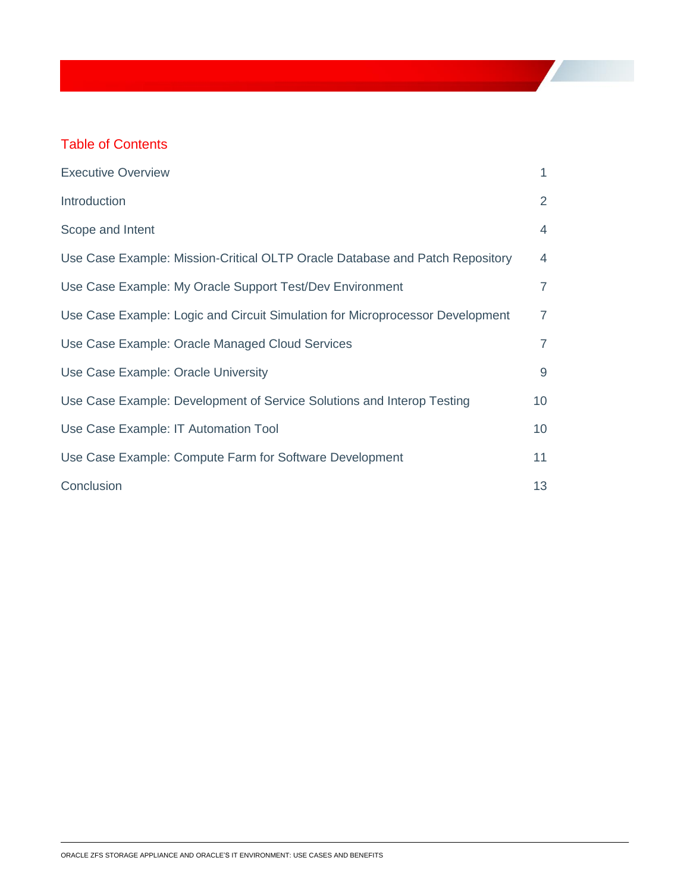## Table of Contents

| | |
|---|---|
| Executive Overview | 1 |
| Introduction | 2 |
| Scope and Intent | 4 |
| Use Case Example: Mission-Critical OLTP Oracle Database and Patch Repository | 4 |
| Use Case Example: My Oracle Support Test/Dev Environment | 7 |
| Use Case Example: Logic and Circuit Simulation for Microprocessor Development | 7 |
| Use Case Example: Oracle Managed Cloud Services | 7 |
| Use Case Example: Oracle University | 9 |
| Use Case Example: Development of Service Solutions and Interop Testing | 10 |
| Use Case Example: IT Automation Tool | 10 |
| Use Case Example: Compute Farm for Software Development | 11 |
| Conclusion | 13 |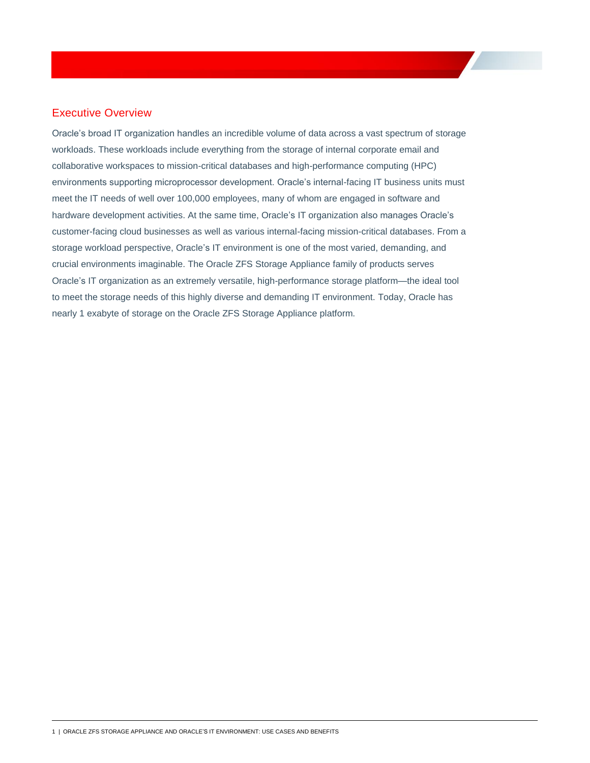## Executive Overview

Oracle's broad IT organization handles an incredible volume of data across a vast spectrum of storage workloads. These workloads include everything from the storage of internal corporate email and collaborative workspaces to mission-critical databases and high-performance computing (HPC) environments supporting microprocessor development. Oracle's internal-facing IT business units must meet the IT needs of well over 100,000 employees, many of whom are engaged in software and hardware development activities. At the same time, Oracle's IT organization also manages Oracle's customer-facing cloud businesses as well as various internal-facing mission-critical databases. From a storage workload perspective, Oracle's IT environment is one of the most varied, demanding, and crucial environments imaginable. The Oracle ZFS Storage Appliance family of products serves Oracle's IT organization as an extremely versatile, high-performance storage platform—the ideal tool to meet the storage needs of this highly diverse and demanding IT environment. Today, Oracle has nearly 1 exabyte of storage on the Oracle ZFS Storage Appliance platform.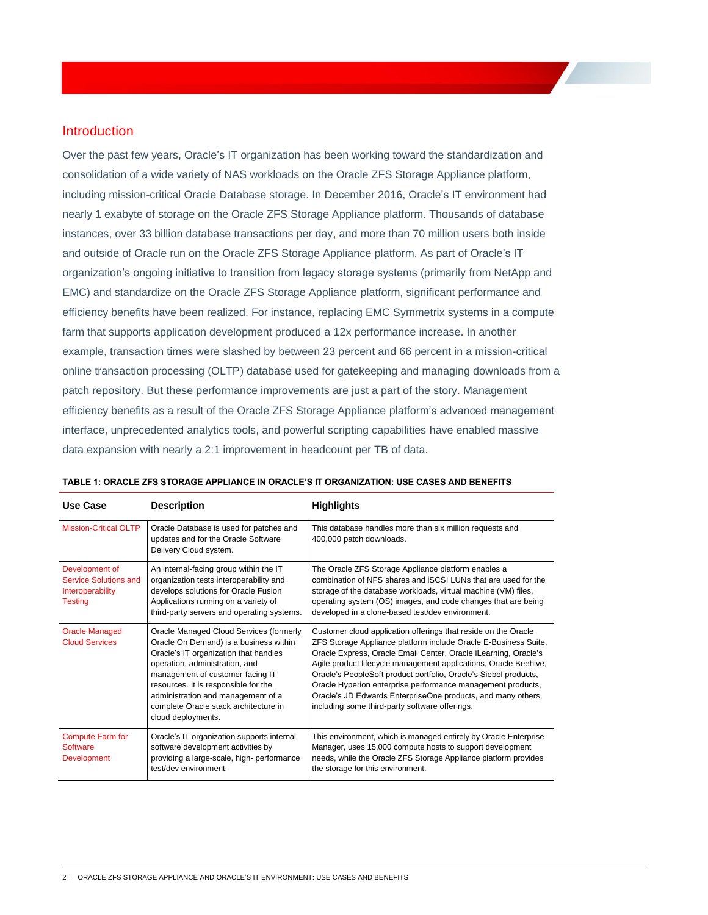## Introduction

Over the past few years, Oracle's IT organization has been working toward the standardization and consolidation of a wide variety of NAS workloads on the Oracle ZFS Storage Appliance platform, including mission-critical Oracle Database storage. In December 2016, Oracle's IT environment had nearly 1 exabyte of storage on the Oracle ZFS Storage Appliance platform. Thousands of database instances, over 33 billion database transactions per day, and more than 70 million users both inside and outside of Oracle run on the Oracle ZFS Storage Appliance platform. As part of Oracle's IT organization's ongoing initiative to transition from legacy storage systems (primarily from NetApp and EMC) and standardize on the Oracle ZFS Storage Appliance platform, significant performance and efficiency benefits have been realized. For instance, replacing EMC Symmetrix systems in a compute farm that supports application development produced a 12x performance increase. In another example, transaction times were slashed by between 23 percent and 66 percent in a mission-critical online transaction processing (OLTP) database used for gatekeeping and managing downloads from a patch repository. But these performance improvements are just a part of the story. Management efficiency benefits as a result of the Oracle ZFS Storage Appliance platform's advanced management interface, unprecedented analytics tools, and powerful scripting capabilities have enabled massive data expansion with nearly a 2:1 improvement in headcount per TB of data.

**TABLE 1: ORACLE ZFS STORAGE APPLIANCE IN ORACLE'S IT ORGANIZATION: USE CASES AND BENEFITS**

| Use Case | Description | Highlights |
|---|---|---|
| Mission-Critical OLTP | Oracle Database is used for patches and updates and for the Oracle Software Delivery Cloud system. | This database handles more than six million requests and 400,000 patch downloads. |
| Development of Service Solutions and Interoperability Testing | An internal-facing group within the IT organization tests interoperability and develops solutions for Oracle Fusion Applications running on a variety of third-party servers and operating systems. | The Oracle ZFS Storage Appliance platform enables a combination of NFS shares and iSCSI LUNs that are used for the storage of the database workloads, virtual machine (VM) files, operating system (OS) images, and code changes that are being developed in a clone-based test/dev environment. |
| Oracle Managed Cloud Services | Oracle Managed Cloud Services (formerly Oracle On Demand) is a business within Oracle's IT organization that handles operation, administration, and management of customer-facing IT resources. It is responsible for the administration and management of a complete Oracle stack architecture in cloud deployments. | Customer cloud application offerings that reside on the Oracle ZFS Storage Appliance platform include Oracle E-Business Suite, Oracle Express, Oracle Email Center, Oracle iLearning, Oracle's Agile product lifecycle management applications, Oracle Beehive, Oracle's PeopleSoft product portfolio, Oracle's Siebel products, Oracle Hyperion enterprise performance management products, Oracle's JD Edwards EnterpriseOne products, and many others, including some third-party software offerings. |
| Compute Farm for Software Development | Oracle's IT organization supports internal software development activities by providing a large-scale, high- performance test/dev environment. | This environment, which is managed entirely by Oracle Enterprise Manager, uses 15,000 compute hosts to support development needs, while the Oracle ZFS Storage Appliance platform provides the storage for this environment. |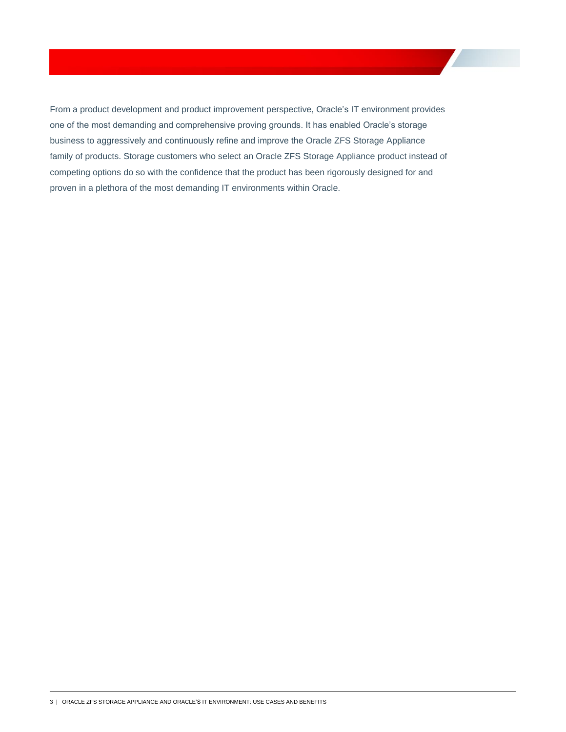From a product development and product improvement perspective, Oracle's IT environment provides one of the most demanding and comprehensive proving grounds. It has enabled Oracle's storage business to aggressively and continuously refine and improve the Oracle ZFS Storage Appliance family of products. Storage customers who select an Oracle ZFS Storage Appliance product instead of competing options do so with the confidence that the product has been rigorously designed for and proven in a plethora of the most demanding IT environments within Oracle.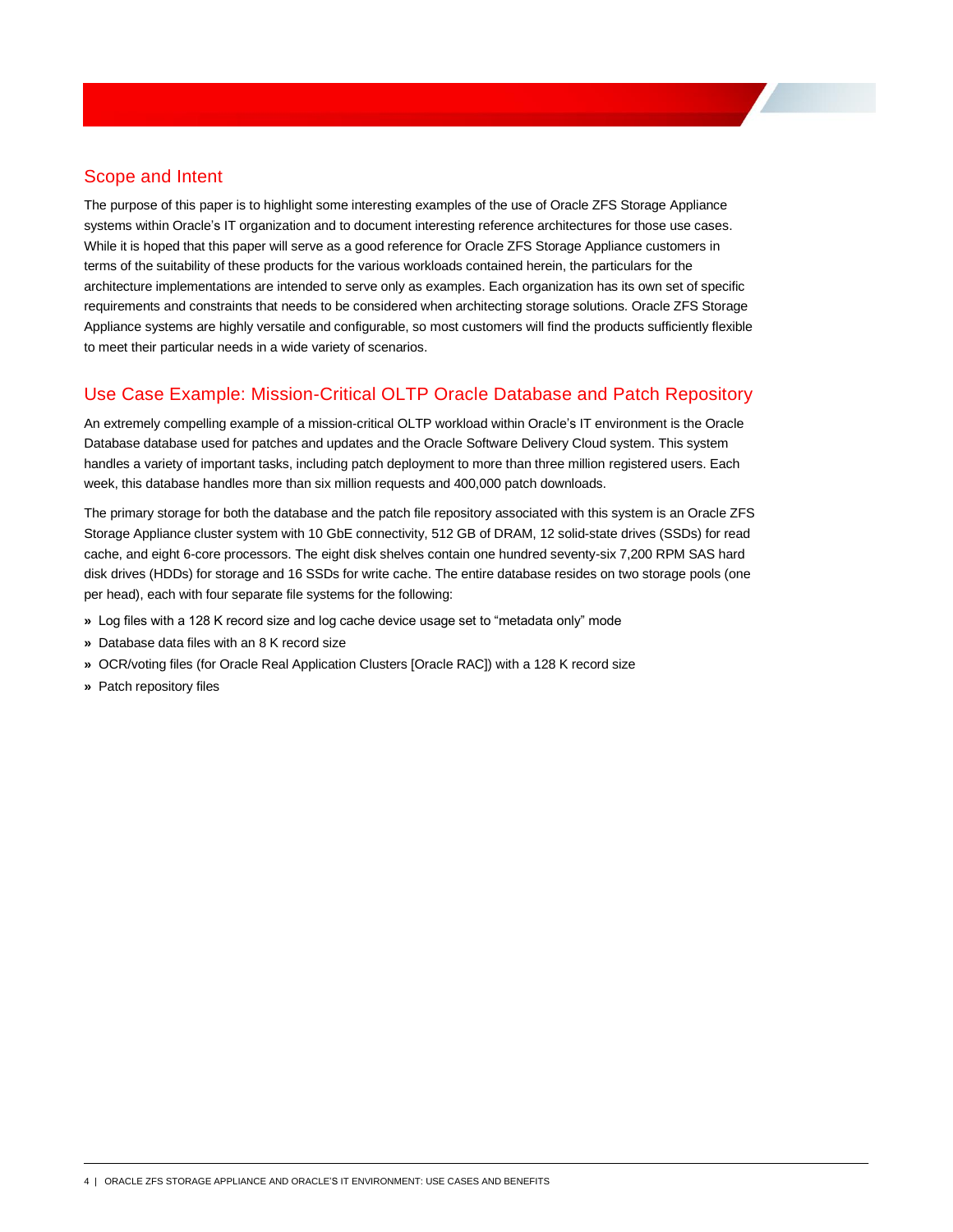## Scope and Intent

The purpose of this paper is to highlight some interesting examples of the use of Oracle ZFS Storage Appliance systems within Oracle's IT organization and to document interesting reference architectures for those use cases. While it is hoped that this paper will serve as a good reference for Oracle ZFS Storage Appliance customers in terms of the suitability of these products for the various workloads contained herein, the particulars for the architecture implementations are intended to serve only as examples. Each organization has its own set of specific requirements and constraints that needs to be considered when architecting storage solutions. Oracle ZFS Storage Appliance systems are highly versatile and configurable, so most customers will find the products sufficiently flexible to meet their particular needs in a wide variety of scenarios.

## Use Case Example: Mission-Critical OLTP Oracle Database and Patch Repository

An extremely compelling example of a mission-critical OLTP workload within Oracle's IT environment is the Oracle Database database used for patches and updates and the Oracle Software Delivery Cloud system. This system handles a variety of important tasks, including patch deployment to more than three million registered users. Each week, this database handles more than six million requests and 400,000 patch downloads.

The primary storage for both the database and the patch file repository associated with this system is an Oracle ZFS Storage Appliance cluster system with 10 GbE connectivity, 512 GB of DRAM, 12 solid-state drives (SSDs) for read cache, and eight 6-core processors. The eight disk shelves contain one hundred seventy-six 7,200 RPM SAS hard disk drives (HDDs) for storage and 16 SSDs for write cache. The entire database resides on two storage pools (one per head), each with four separate file systems for the following:

- Log files with a 128 K record size and log cache device usage set to "metadata only" mode
- Database data files with an 8 K record size
- OCR/voting files (for Oracle Real Application Clusters [Oracle RAC]) with a 128 K record size
- Patch repository files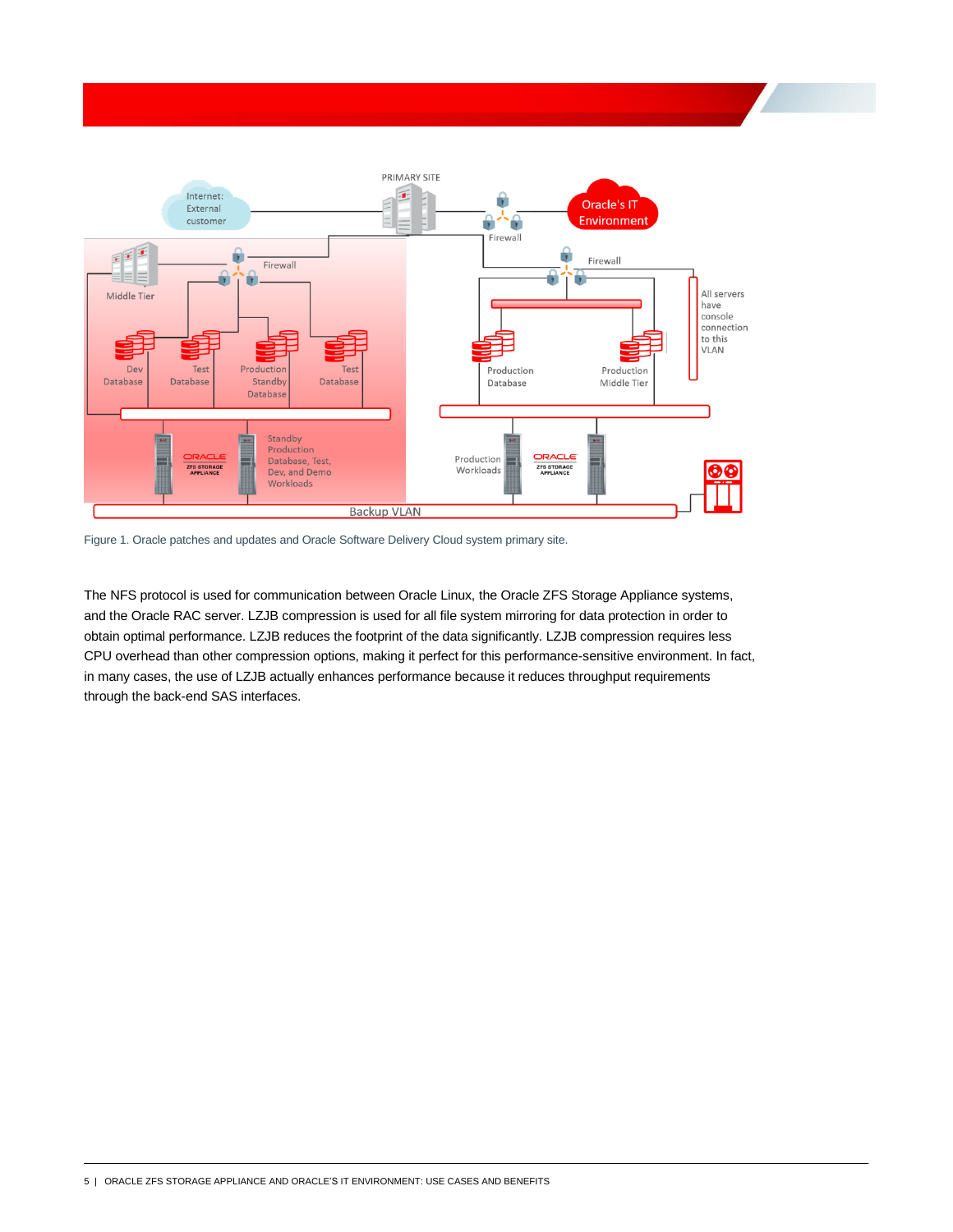Figure 1. Oracle patches and updates and Oracle Software Delivery Cloud system primary site.

The NFS protocol is used for communication between Oracle Linux, the Oracle ZFS Storage Appliance systems, and the Oracle RAC server. LZJB compression is used for all file system mirroring for data protection in order to obtain optimal performance. LZJB reduces the footprint of the data significantly. LZJB compression requires less CPU overhead than other compression options, making it perfect for this performance-sensitive environment. In fact, in many cases, the use of LZJB actually enhances performance because it reduces throughput requirements through the back-end SAS interfaces.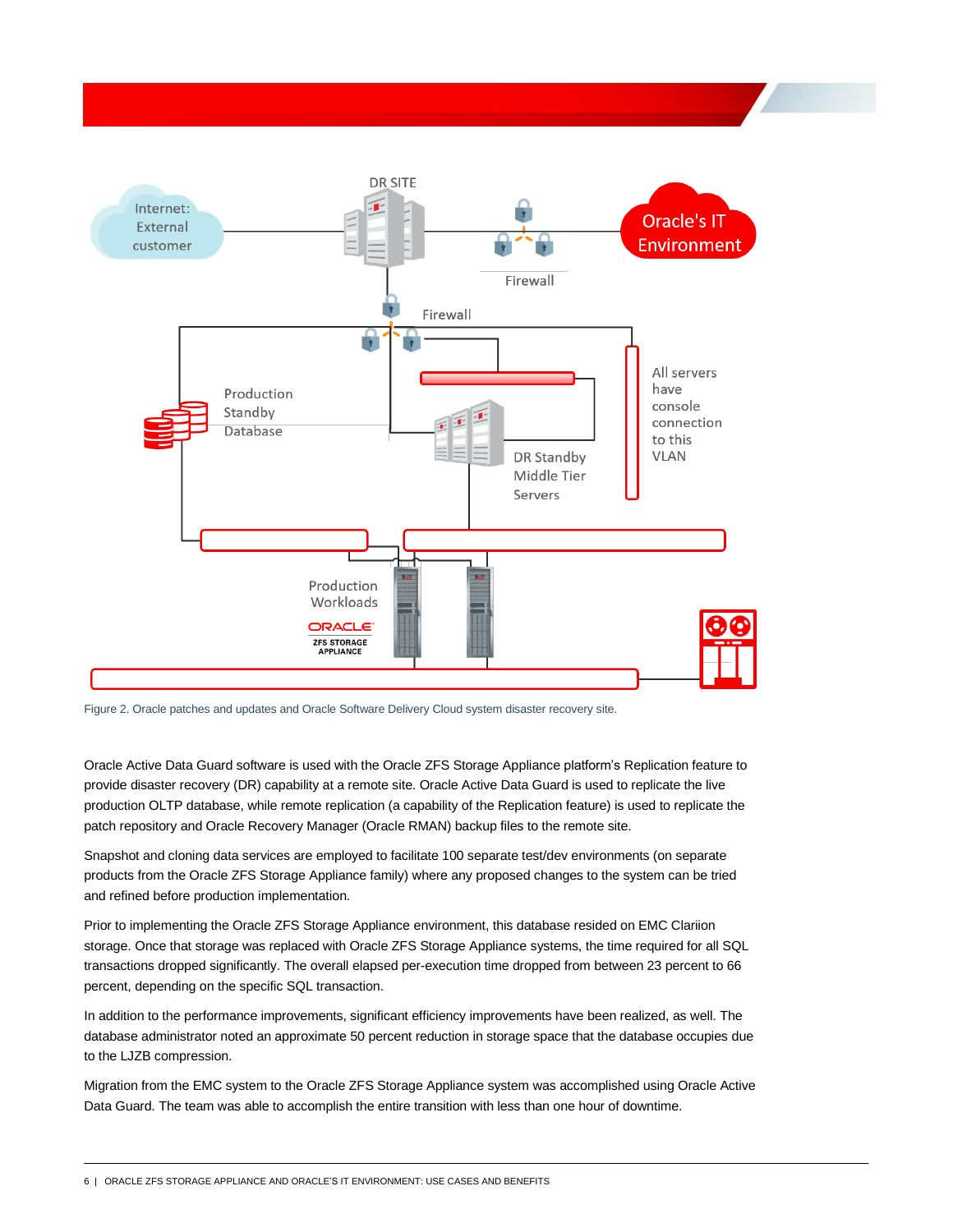Figure 2. Oracle patches and updates and Oracle Software Delivery Cloud system disaster recovery site.

Oracle Active Data Guard software is used with the Oracle ZFS Storage Appliance platform's Replication feature to provide disaster recovery (DR) capability at a remote site. Oracle Active Data Guard is used to replicate the live production OLTP database, while remote replication (a capability of the Replication feature) is used to replicate the patch repository and Oracle Recovery Manager (Oracle RMAN) backup files to the remote site.

Snapshot and cloning data services are employed to facilitate 100 separate test/dev environments (on separate products from the Oracle ZFS Storage Appliance family) where any proposed changes to the system can be tried and refined before production implementation.

Prior to implementing the Oracle ZFS Storage Appliance environment, this database resided on EMC Clariion storage. Once that storage was replaced with Oracle ZFS Storage Appliance systems, the time required for all SQL transactions dropped significantly. The overall elapsed per-execution time dropped from between 23 percent to 66 percent, depending on the specific SQL transaction.

In addition to the performance improvements, significant efficiency improvements have been realized, as well. The database administrator noted an approximate 50 percent reduction in storage space that the database occupies due to the LJZB compression.

Migration from the EMC system to the Oracle ZFS Storage Appliance system was accomplished using Oracle Active Data Guard. The team was able to accomplish the entire transition with less than one hour of downtime.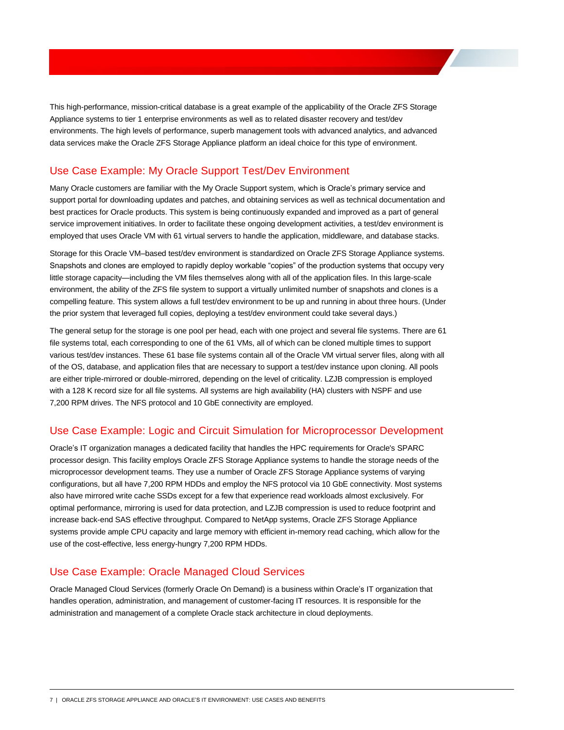This high-performance, mission-critical database is a great example of the applicability of the Oracle ZFS Storage Appliance systems to tier 1 enterprise environments as well as to related disaster recovery and test/dev environments. The high levels of performance, superb management tools with advanced analytics, and advanced data services make the Oracle ZFS Storage Appliance platform an ideal choice for this type of environment.

## Use Case Example: My Oracle Support Test/Dev Environment

Many Oracle customers are familiar with the My Oracle Support system, which is Oracle's primary service and support portal for downloading updates and patches, and obtaining services as well as technical documentation and best practices for Oracle products. This system is being continuously expanded and improved as a part of general service improvement initiatives. In order to facilitate these ongoing development activities, a test/dev environment is employed that uses Oracle VM with 61 virtual servers to handle the application, middleware, and database stacks.

Storage for this Oracle VM–based test/dev environment is standardized on Oracle ZFS Storage Appliance systems. Snapshots and clones are employed to rapidly deploy workable "copies" of the production systems that occupy very little storage capacity—including the VM files themselves along with all of the application files. In this large-scale environment, the ability of the ZFS file system to support a virtually unlimited number of snapshots and clones is a compelling feature. This system allows a full test/dev environment to be up and running in about three hours. (Under the prior system that leveraged full copies, deploying a test/dev environment could take several days.)

The general setup for the storage is one pool per head, each with one project and several file systems. There are 61 file systems total, each corresponding to one of the 61 VMs, all of which can be cloned multiple times to support various test/dev instances. These 61 base file systems contain all of the Oracle VM virtual server files, along with all of the OS, database, and application files that are necessary to support a test/dev instance upon cloning. All pools are either triple-mirrored or double-mirrored, depending on the level of criticality. LZJB compression is employed with a 128 K record size for all file systems. All systems are high availability (HA) clusters with NSPF and use 7,200 RPM drives. The NFS protocol and 10 GbE connectivity are employed.

## Use Case Example: Logic and Circuit Simulation for Microprocessor Development

Oracle's IT organization manages a dedicated facility that handles the HPC requirements for Oracle's SPARC processor design. This facility employs Oracle ZFS Storage Appliance systems to handle the storage needs of the microprocessor development teams. They use a number of Oracle ZFS Storage Appliance systems of varying configurations, but all have 7,200 RPM HDDs and employ the NFS protocol via 10 GbE connectivity. Most systems also have mirrored write cache SSDs except for a few that experience read workloads almost exclusively. For optimal performance, mirroring is used for data protection, and LZJB compression is used to reduce footprint and increase back-end SAS effective throughput. Compared to NetApp systems, Oracle ZFS Storage Appliance systems provide ample CPU capacity and large memory with efficient in-memory read caching, which allow for the use of the cost-effective, less energy-hungry 7,200 RPM HDDs.

## Use Case Example: Oracle Managed Cloud Services

Oracle Managed Cloud Services (formerly Oracle On Demand) is a business within Oracle's IT organization that handles operation, administration, and management of customer-facing IT resources. It is responsible for the administration and management of a complete Oracle stack architecture in cloud deployments.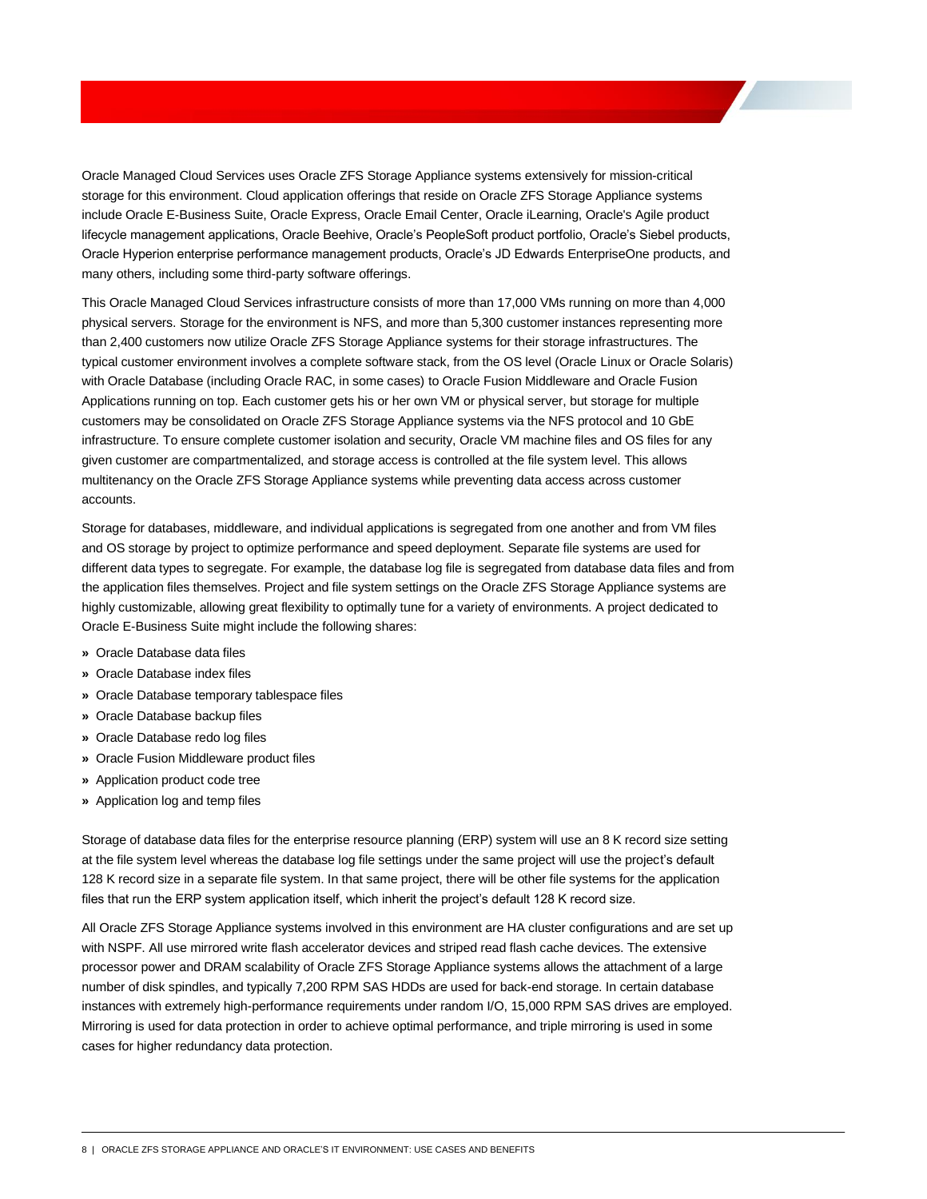Oracle Managed Cloud Services uses Oracle ZFS Storage Appliance systems extensively for mission-critical storage for this environment. Cloud application offerings that reside on Oracle ZFS Storage Appliance systems include Oracle E-Business Suite, Oracle Express, Oracle Email Center, Oracle iLearning, Oracle's Agile product lifecycle management applications, Oracle Beehive, Oracle's PeopleSoft product portfolio, Oracle's Siebel products, Oracle Hyperion enterprise performance management products, Oracle's JD Edwards EnterpriseOne products, and many others, including some third-party software offerings.

This Oracle Managed Cloud Services infrastructure consists of more than 17,000 VMs running on more than 4,000 physical servers. Storage for the environment is NFS, and more than 5,300 customer instances representing more than 2,400 customers now utilize Oracle ZFS Storage Appliance systems for their storage infrastructures. The typical customer environment involves a complete software stack, from the OS level (Oracle Linux or Oracle Solaris) with Oracle Database (including Oracle RAC, in some cases) to Oracle Fusion Middleware and Oracle Fusion Applications running on top. Each customer gets his or her own VM or physical server, but storage for multiple customers may be consolidated on Oracle ZFS Storage Appliance systems via the NFS protocol and 10 GbE infrastructure. To ensure complete customer isolation and security, Oracle VM machine files and OS files for any given customer are compartmentalized, and storage access is controlled at the file system level. This allows multitenancy on the Oracle ZFS Storage Appliance systems while preventing data access across customer accounts.

Storage for databases, middleware, and individual applications is segregated from one another and from VM files and OS storage by project to optimize performance and speed deployment. Separate file systems are used for different data types to segregate. For example, the database log file is segregated from database data files and from the application files themselves. Project and file system settings on the Oracle ZFS Storage Appliance systems are highly customizable, allowing great flexibility to optimally tune for a variety of environments. A project dedicated to Oracle E-Business Suite might include the following shares:

- Oracle Database data files
- Oracle Database index files
- Oracle Database temporary tablespace files
- Oracle Database backup files
- Oracle Database redo log files
- Oracle Fusion Middleware product files
- Application product code tree
- Application log and temp files

Storage of database data files for the enterprise resource planning (ERP) system will use an 8 K record size setting at the file system level whereas the database log file settings under the same project will use the project's default 128 K record size in a separate file system. In that same project, there will be other file systems for the application files that run the ERP system application itself, which inherit the project's default 128 K record size.

All Oracle ZFS Storage Appliance systems involved in this environment are HA cluster configurations and are set up with NSPF. All use mirrored write flash accelerator devices and striped read flash cache devices. The extensive processor power and DRAM scalability of Oracle ZFS Storage Appliance systems allows the attachment of a large number of disk spindles, and typically 7,200 RPM SAS HDDs are used for back-end storage. In certain database instances with extremely high-performance requirements under random I/O, 15,000 RPM SAS drives are employed. Mirroring is used for data protection in order to achieve optimal performance, and triple mirroring is used in some cases for higher redundancy data protection.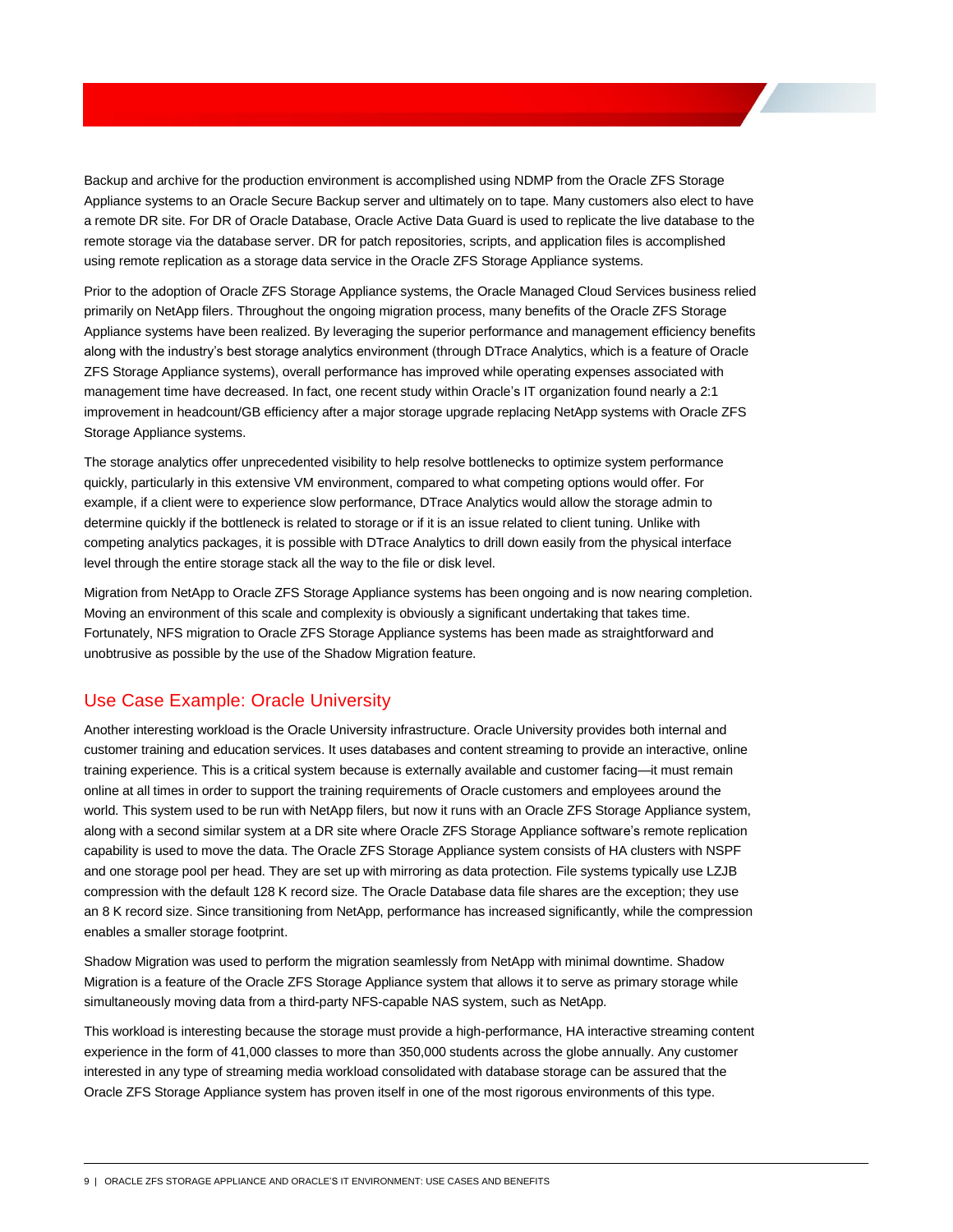Backup and archive for the production environment is accomplished using NDMP from the Oracle ZFS Storage Appliance systems to an Oracle Secure Backup server and ultimately on to tape. Many customers also elect to have a remote DR site. For DR of Oracle Database, Oracle Active Data Guard is used to replicate the live database to the remote storage via the database server. DR for patch repositories, scripts, and application files is accomplished using remote replication as a storage data service in the Oracle ZFS Storage Appliance systems.

Prior to the adoption of Oracle ZFS Storage Appliance systems, the Oracle Managed Cloud Services business relied primarily on NetApp filers. Throughout the ongoing migration process, many benefits of the Oracle ZFS Storage Appliance systems have been realized. By leveraging the superior performance and management efficiency benefits along with the industry's best storage analytics environment (through DTrace Analytics, which is a feature of Oracle ZFS Storage Appliance systems), overall performance has improved while operating expenses associated with management time have decreased. In fact, one recent study within Oracle's IT organization found nearly a 2:1 improvement in headcount/GB efficiency after a major storage upgrade replacing NetApp systems with Oracle ZFS Storage Appliance systems.

The storage analytics offer unprecedented visibility to help resolve bottlenecks to optimize system performance quickly, particularly in this extensive VM environment, compared to what competing options would offer. For example, if a client were to experience slow performance, DTrace Analytics would allow the storage admin to determine quickly if the bottleneck is related to storage or if it is an issue related to client tuning. Unlike with competing analytics packages, it is possible with DTrace Analytics to drill down easily from the physical interface level through the entire storage stack all the way to the file or disk level.

Migration from NetApp to Oracle ZFS Storage Appliance systems has been ongoing and is now nearing completion. Moving an environment of this scale and complexity is obviously a significant undertaking that takes time. Fortunately, NFS migration to Oracle ZFS Storage Appliance systems has been made as straightforward and unobtrusive as possible by the use of the Shadow Migration feature.

## Use Case Example: Oracle University

Another interesting workload is the Oracle University infrastructure. Oracle University provides both internal and customer training and education services. It uses databases and content streaming to provide an interactive, online training experience. This is a critical system because is externally available and customer facing—it must remain online at all times in order to support the training requirements of Oracle customers and employees around the world. This system used to be run with NetApp filers, but now it runs with an Oracle ZFS Storage Appliance system, along with a second similar system at a DR site where Oracle ZFS Storage Appliance software's remote replication capability is used to move the data. The Oracle ZFS Storage Appliance system consists of HA clusters with NSPF and one storage pool per head. They are set up with mirroring as data protection. File systems typically use LZJB compression with the default 128 K record size. The Oracle Database data file shares are the exception; they use an 8 K record size. Since transitioning from NetApp, performance has increased significantly, while the compression enables a smaller storage footprint.

Shadow Migration was used to perform the migration seamlessly from NetApp with minimal downtime. Shadow Migration is a feature of the Oracle ZFS Storage Appliance system that allows it to serve as primary storage while simultaneously moving data from a third-party NFS-capable NAS system, such as NetApp.

This workload is interesting because the storage must provide a high-performance, HA interactive streaming content experience in the form of 41,000 classes to more than 350,000 students across the globe annually. Any customer interested in any type of streaming media workload consolidated with database storage can be assured that the Oracle ZFS Storage Appliance system has proven itself in one of the most rigorous environments of this type.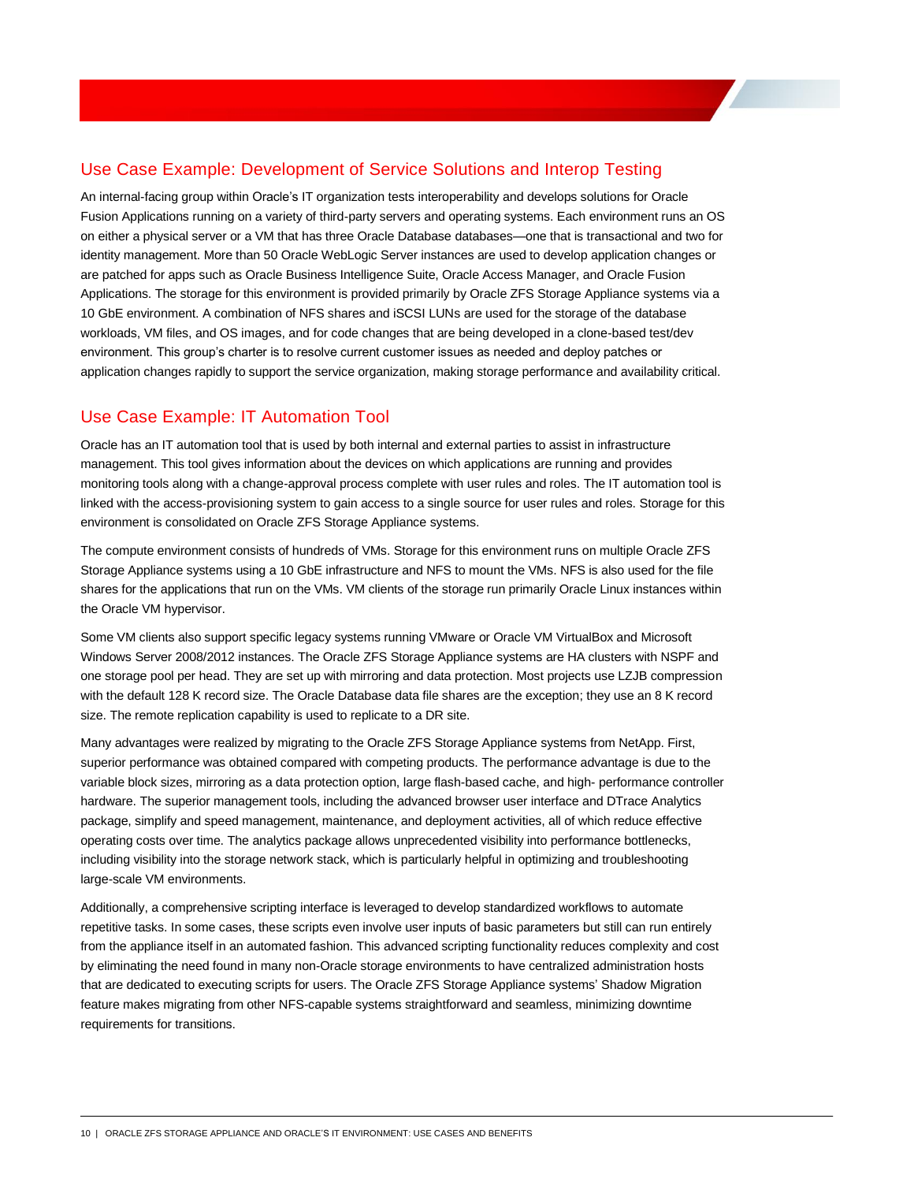## Use Case Example: Development of Service Solutions and Interop Testing

An internal-facing group within Oracle's IT organization tests interoperability and develops solutions for Oracle Fusion Applications running on a variety of third-party servers and operating systems. Each environment runs an OS on either a physical server or a VM that has three Oracle Database databases—one that is transactional and two for identity management. More than 50 Oracle WebLogic Server instances are used to develop application changes or are patched for apps such as Oracle Business Intelligence Suite, Oracle Access Manager, and Oracle Fusion Applications. The storage for this environment is provided primarily by Oracle ZFS Storage Appliance systems via a 10 GbE environment. A combination of NFS shares and iSCSI LUNs are used for the storage of the database workloads, VM files, and OS images, and for code changes that are being developed in a clone-based test/dev environment. This group's charter is to resolve current customer issues as needed and deploy patches or application changes rapidly to support the service organization, making storage performance and availability critical.

## Use Case Example: IT Automation Tool

Oracle has an IT automation tool that is used by both internal and external parties to assist in infrastructure management. This tool gives information about the devices on which applications are running and provides monitoring tools along with a change-approval process complete with user rules and roles. The IT automation tool is linked with the access-provisioning system to gain access to a single source for user rules and roles. Storage for this environment is consolidated on Oracle ZFS Storage Appliance systems.

The compute environment consists of hundreds of VMs. Storage for this environment runs on multiple Oracle ZFS Storage Appliance systems using a 10 GbE infrastructure and NFS to mount the VMs. NFS is also used for the file shares for the applications that run on the VMs. VM clients of the storage run primarily Oracle Linux instances within the Oracle VM hypervisor.

Some VM clients also support specific legacy systems running VMware or Oracle VM VirtualBox and Microsoft Windows Server 2008/2012 instances. The Oracle ZFS Storage Appliance systems are HA clusters with NSPF and one storage pool per head. They are set up with mirroring and data protection. Most projects use LZJB compression with the default 128 K record size. The Oracle Database data file shares are the exception; they use an 8 K record size. The remote replication capability is used to replicate to a DR site.

Many advantages were realized by migrating to the Oracle ZFS Storage Appliance systems from NetApp. First, superior performance was obtained compared with competing products. The performance advantage is due to the variable block sizes, mirroring as a data protection option, large flash-based cache, and high- performance controller hardware. The superior management tools, including the advanced browser user interface and DTrace Analytics package, simplify and speed management, maintenance, and deployment activities, all of which reduce effective operating costs over time. The analytics package allows unprecedented visibility into performance bottlenecks, including visibility into the storage network stack, which is particularly helpful in optimizing and troubleshooting large-scale VM environments.

Additionally, a comprehensive scripting interface is leveraged to develop standardized workflows to automate repetitive tasks. In some cases, these scripts even involve user inputs of basic parameters but still can run entirely from the appliance itself in an automated fashion. This advanced scripting functionality reduces complexity and cost by eliminating the need found in many non-Oracle storage environments to have centralized administration hosts that are dedicated to executing scripts for users. The Oracle ZFS Storage Appliance systems' Shadow Migration feature makes migrating from other NFS-capable systems straightforward and seamless, minimizing downtime requirements for transitions.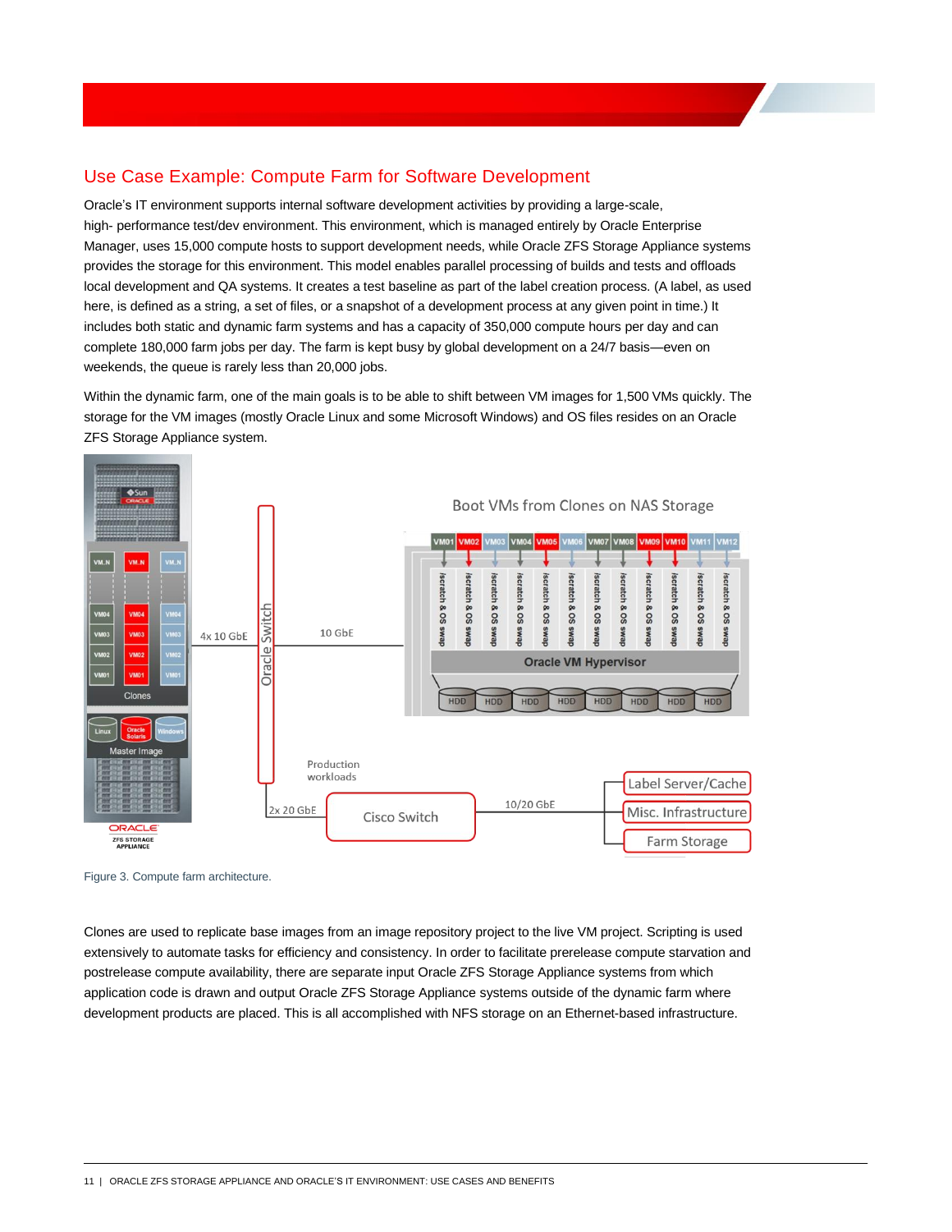## Use Case Example: Compute Farm for Software Development

Oracle's IT environment supports internal software development activities by providing a large-scale, high- performance test/dev environment. This environment, which is managed entirely by Oracle Enterprise Manager, uses 15,000 compute hosts to support development needs, while Oracle ZFS Storage Appliance systems provides the storage for this environment. This model enables parallel processing of builds and tests and offloads local development and QA systems. It creates a test baseline as part of the label creation process. (A label, as used here, is defined as a string, a set of files, or a snapshot of a development process at any given point in time.) It includes both static and dynamic farm systems and has a capacity of 350,000 compute hours per day and can complete 180,000 farm jobs per day. The farm is kept busy by global development on a 24/7 basis—even on weekends, the queue is rarely less than 20,000 jobs.

Within the dynamic farm, one of the main goals is to be able to shift between VM images for 1,500 VMs quickly. The storage for the VM images (mostly Oracle Linux and some Microsoft Windows) and OS files resides on an Oracle ZFS Storage Appliance system.

Figure 3. Compute farm architecture.

Clones are used to replicate base images from an image repository project to the live VM project. Scripting is used extensively to automate tasks for efficiency and consistency. In order to facilitate prerelease compute starvation and postrelease compute availability, there are separate input Oracle ZFS Storage Appliance systems from which application code is drawn and output Oracle ZFS Storage Appliance systems outside of the dynamic farm where development products are placed. This is all accomplished with NFS storage on an Ethernet-based infrastructure.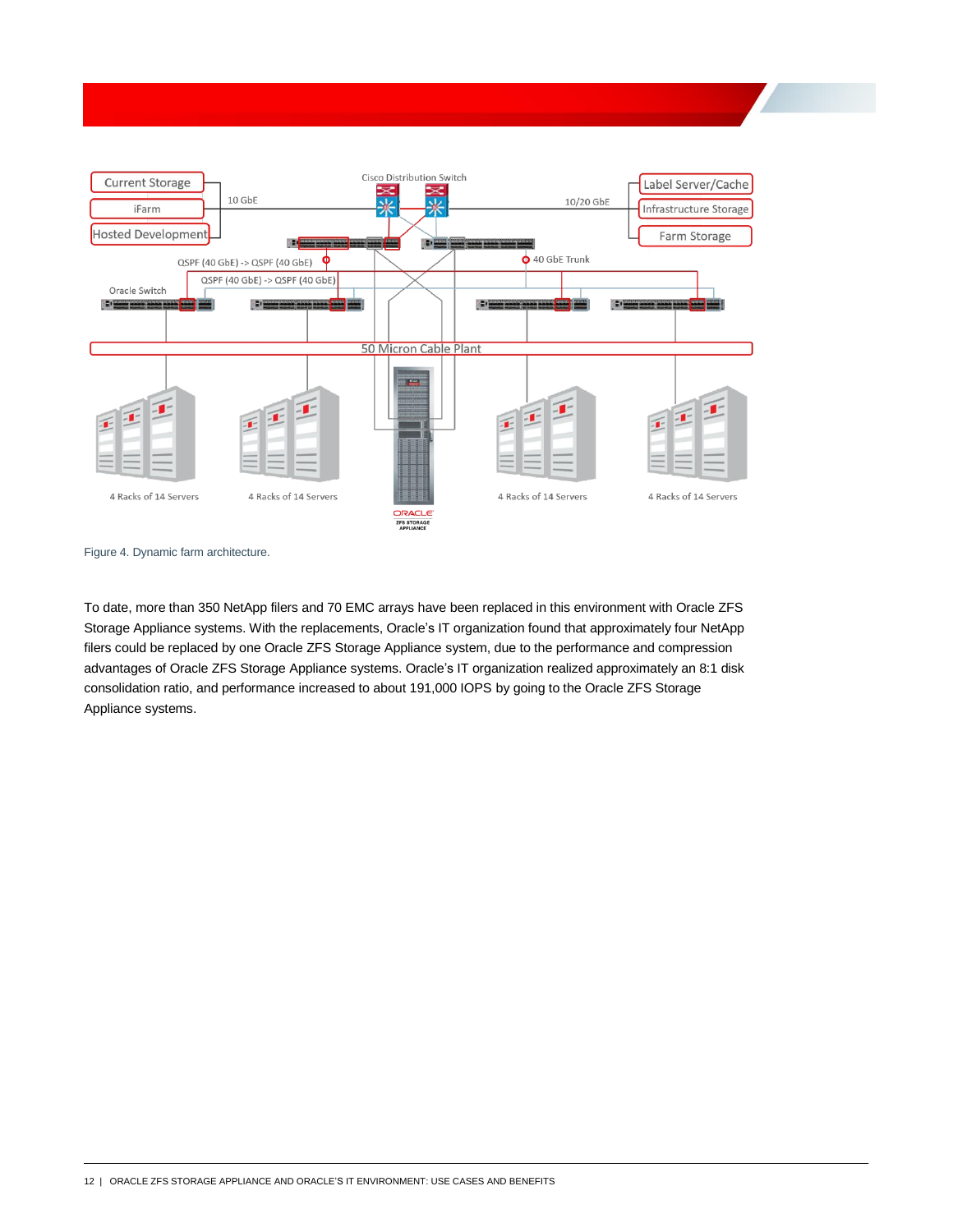Figure 4. Dynamic farm architecture.

To date, more than 350 NetApp filers and 70 EMC arrays have been replaced in this environment with Oracle ZFS Storage Appliance systems. With the replacements, Oracle's IT organization found that approximately four NetApp filers could be replaced by one Oracle ZFS Storage Appliance system, due to the performance and compression advantages of Oracle ZFS Storage Appliance systems. Oracle's IT organization realized approximately an 8:1 disk consolidation ratio, and performance increased to about 191,000 IOPS by going to the Oracle ZFS Storage Appliance systems.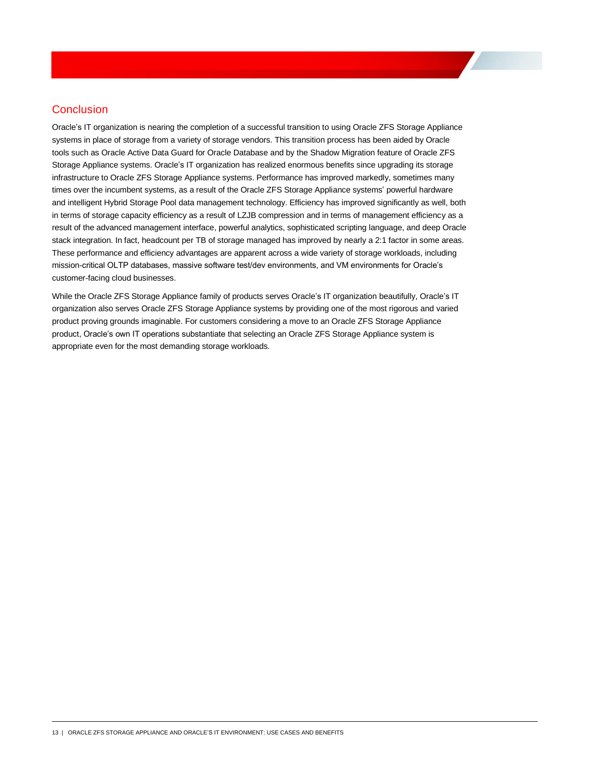## Conclusion

Oracle's IT organization is nearing the completion of a successful transition to using Oracle ZFS Storage Appliance systems in place of storage from a variety of storage vendors. This transition process has been aided by Oracle tools such as Oracle Active Data Guard for Oracle Database and by the Shadow Migration feature of Oracle ZFS Storage Appliance systems. Oracle's IT organization has realized enormous benefits since upgrading its storage infrastructure to Oracle ZFS Storage Appliance systems. Performance has improved markedly, sometimes many times over the incumbent systems, as a result of the Oracle ZFS Storage Appliance systems' powerful hardware and intelligent Hybrid Storage Pool data management technology. Efficiency has improved significantly as well, both in terms of storage capacity efficiency as a result of LZJB compression and in terms of management efficiency as a result of the advanced management interface, powerful analytics, sophisticated scripting language, and deep Oracle stack integration. In fact, headcount per TB of storage managed has improved by nearly a 2:1 factor in some areas. These performance and efficiency advantages are apparent across a wide variety of storage workloads, including mission-critical OLTP databases, massive software test/dev environments, and VM environments for Oracle's customer-facing cloud businesses.

While the Oracle ZFS Storage Appliance family of products serves Oracle's IT organization beautifully, Oracle's IT organization also serves Oracle ZFS Storage Appliance systems by providing one of the most rigorous and varied product proving grounds imaginable. For customers considering a move to an Oracle ZFS Storage Appliance product, Oracle's own IT operations substantiate that selecting an Oracle ZFS Storage Appliance system is appropriate even for the most demanding storage workloads.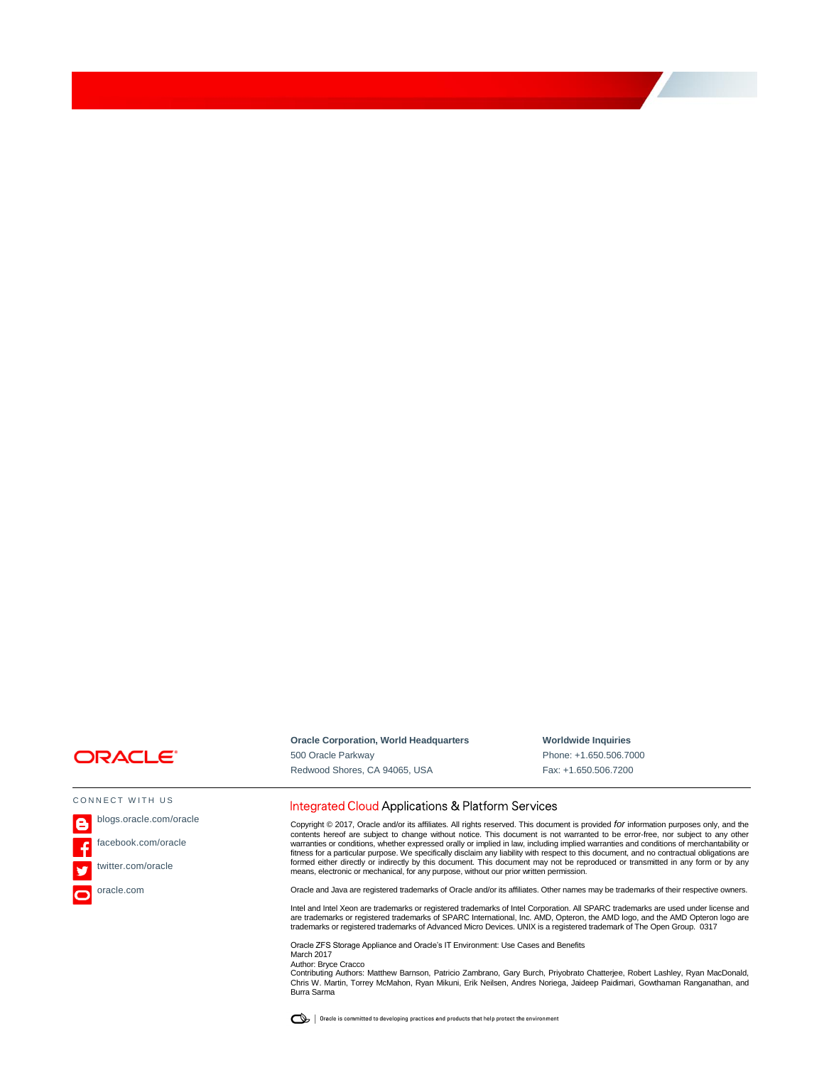ORACLE

**Oracle Corporation, World Headquarters**
500 Oracle Parkway
Redwood Shores, CA 94065, USA

**Worldwide Inquiries**
Phone: +1.650.506.7000
Fax: +1.650.506.7200

CONNECT WITH US

blogs.oracle.com/oracle

facebook.com/oracle

twitter.com/oracle

oracle.com

Integrated Cloud Applications & Platform Services

Copyright © 2017, Oracle and/or its affiliates. All rights reserved. This document is provided *for* information purposes only, and the contents hereof are subject to change without notice. This document is not warranted to be error-free, nor subject to any other warranties or conditions, whether expressed orally or implied in law, including implied warranties and conditions of merchantability or fitness for a particular purpose. We specifically disclaim any liability with respect to this document, and no contractual obligations are formed either directly or indirectly by this document. This document may not be reproduced or transmitted in any form or by any means, electronic or mechanical, for any purpose, without our prior written permission.

Oracle and Java are registered trademarks of Oracle and/or its affiliates. Other names may be trademarks of their respective owners.

Intel and Intel Xeon are trademarks or registered trademarks of Intel Corporation. All SPARC trademarks are used under license and are trademarks or registered trademarks of SPARC International, Inc. AMD, Opteron, the AMD logo, and the AMD Opteron logo are trademarks or registered trademarks of Advanced Micro Devices. UNIX is a registered trademark of The Open Group. 0317

Oracle ZFS Storage Appliance and Oracle's IT Environment: Use Cases and Benefits
March 2017
Author: Bryce Cracco
Contributing Authors: Matthew Barnson, Patricio Zambrano, Gary Burch, Priyobrato Chatterjee, Robert Lashley, Ryan MacDonald, Chris W. Martin, Torrey McMahon, Ryan Mikuni, Erik Neilsen, Andres Noriega, Jaideep Paidimari, Gowthaman Ranganathan, and Burra Sarma

Oracle is committed to developing practices and products that help protect the environment